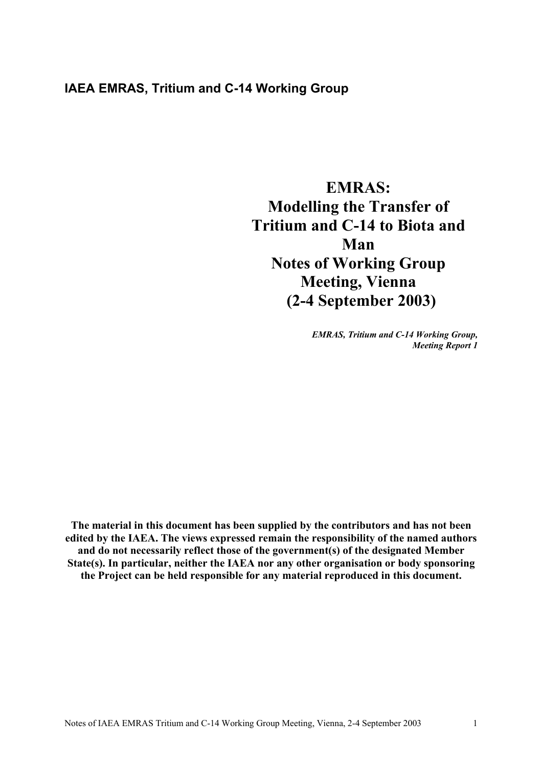**IAEA EMRAS, Tritium and C-14 Working Group**

# EMRAS: Modelling the Transfer of Tritium and C-14 to Biota and Man Notes of Working Group Meeting, Vienna (2-4 September 2003)

***EMRAS, Tritium and C-14 Working Group, Meeting Report 1***

**The material in this document has been supplied by the contributors and has not been edited by the IAEA. The views expressed remain the responsibility of the named authors and do not necessarily reflect those of the government(s) of the designated Member State(s). In particular, neither the IAEA nor any other organisation or body sponsoring the Project can be held responsible for any material reproduced in this document.**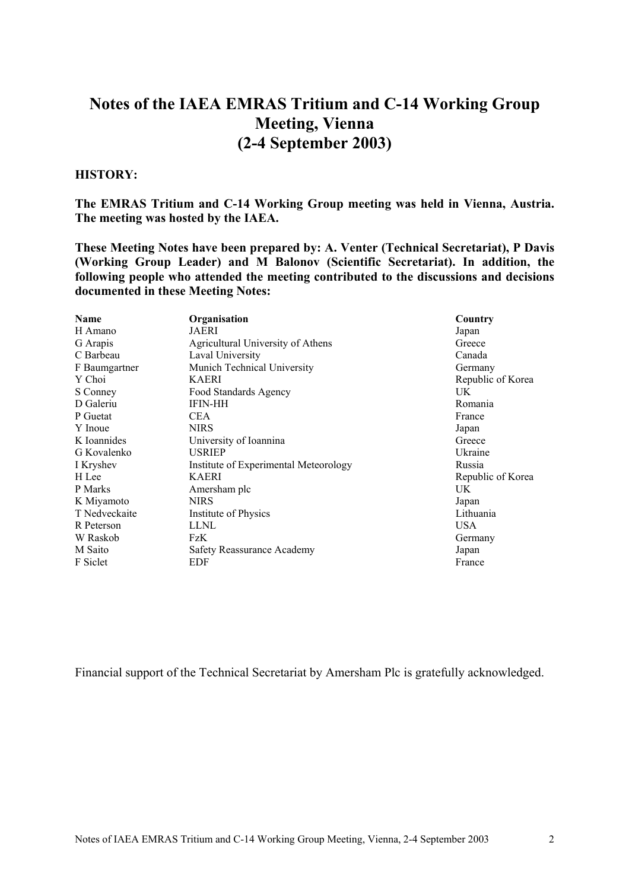# Notes of the IAEA EMRAS Tritium and C-14 Working Group Meeting, Vienna (2-4 September 2003)

**HISTORY:**

**The EMRAS Tritium and C-14 Working Group meeting was held in Vienna, Austria. The meeting was hosted by the IAEA.**

**These Meeting Notes have been prepared by: A. Venter (Technical Secretariat), P Davis (Working Group Leader) and M Balonov (Scientific Secretariat). In addition, the following people who attended the meeting contributed to the discussions and decisions documented in these Meeting Notes:**

| Name | Organisation | Country |
|---|---|---|
| H Amano | JAERI | Japan |
| G Arapis | Agricultural University of Athens | Greece |
| C Barbeau | Laval University | Canada |
| F Baumgartner | Munich Technical University | Germany |
| Y Choi | KAERI | Republic of Korea |
| S Conney | Food Standards Agency | UK |
| D Galeriu | IFIN-HH | Romania |
| P Guetat | CEA | France |
| Y Inoue | NIRS | Japan |
| K Ioannides | University of Ioannina | Greece |
| G Kovalenko | USRIEP | Ukraine |
| I Kryshev | Institute of Experimental Meteorology | Russia |
| H Lee | KAERI | Republic of Korea |
| P Marks | Amersham plc | UK |
| K Miyamoto | NIRS | Japan |
| T Nedveckaite | Institute of Physics | Lithuania |
| R Peterson | LLNL | USA |
| W Raskob | FzK | Germany |
| M Saito | Safety Reassurance Academy | Japan |
| F Siclet | EDF | France |

Financial support of the Technical Secretariat by Amersham Plc is gratefully acknowledged.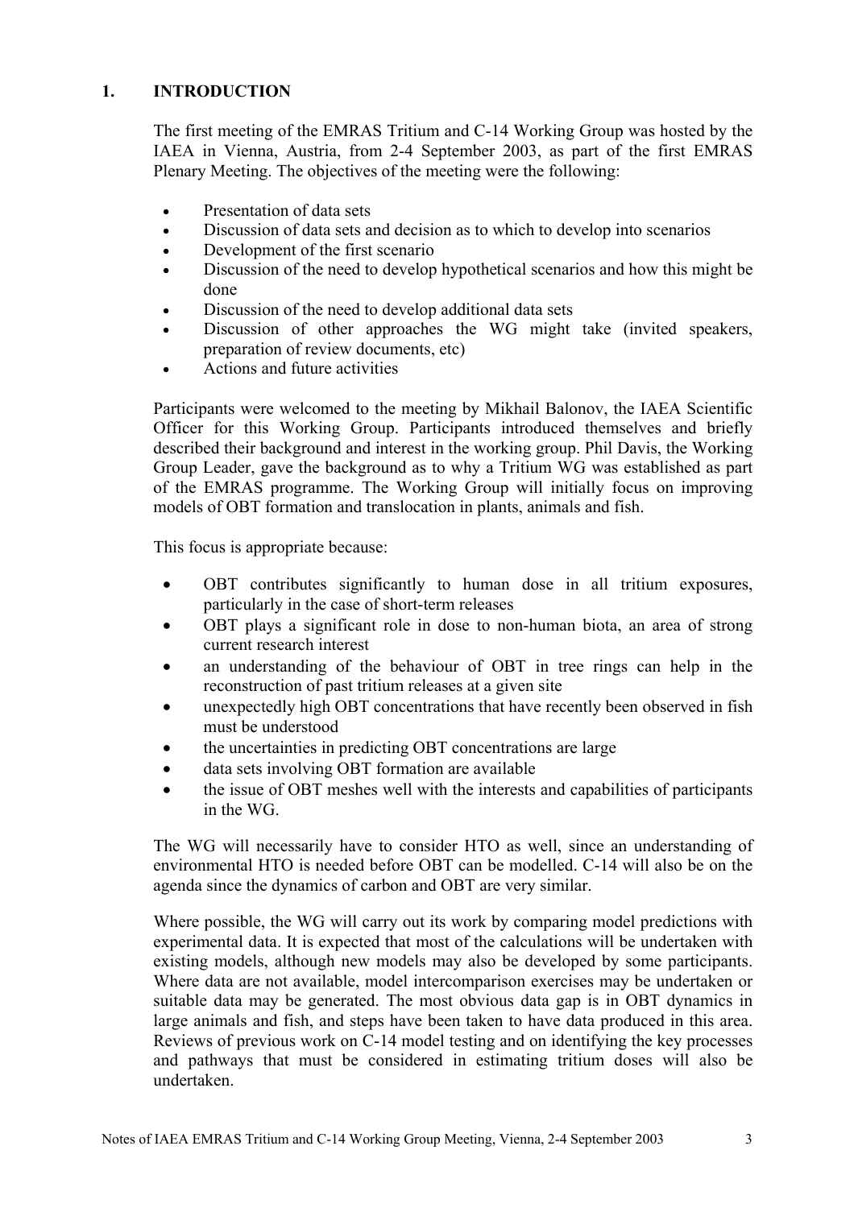# 1. INTRODUCTION

The first meeting of the EMRAS Tritium and C-14 Working Group was hosted by the IAEA in Vienna, Austria, from 2-4 September 2003, as part of the first EMRAS Plenary Meeting. The objectives of the meeting were the following:

- Presentation of data sets
- Discussion of data sets and decision as to which to develop into scenarios
- Development of the first scenario
- Discussion of the need to develop hypothetical scenarios and how this might be done
- Discussion of the need to develop additional data sets
- Discussion of other approaches the WG might take (invited speakers, preparation of review documents, etc)
- Actions and future activities

Participants were welcomed to the meeting by Mikhail Balonov, the IAEA Scientific Officer for this Working Group. Participants introduced themselves and briefly described their background and interest in the working group. Phil Davis, the Working Group Leader, gave the background as to why a Tritium WG was established as part of the EMRAS programme. The Working Group will initially focus on improving models of OBT formation and translocation in plants, animals and fish.

This focus is appropriate because:

- OBT contributes significantly to human dose in all tritium exposures, particularly in the case of short-term releases
- OBT plays a significant role in dose to non-human biota, an area of strong current research interest
- an understanding of the behaviour of OBT in tree rings can help in the reconstruction of past tritium releases at a given site
- unexpectedly high OBT concentrations that have recently been observed in fish must be understood
- the uncertainties in predicting OBT concentrations are large
- data sets involving OBT formation are available
- the issue of OBT meshes well with the interests and capabilities of participants in the WG.

The WG will necessarily have to consider HTO as well, since an understanding of environmental HTO is needed before OBT can be modelled. C-14 will also be on the agenda since the dynamics of carbon and OBT are very similar.

Where possible, the WG will carry out its work by comparing model predictions with experimental data. It is expected that most of the calculations will be undertaken with existing models, although new models may also be developed by some participants. Where data are not available, model intercomparison exercises may be undertaken or suitable data may be generated. The most obvious data gap is in OBT dynamics in large animals and fish, and steps have been taken to have data produced in this area. Reviews of previous work on C-14 model testing and on identifying the key processes and pathways that must be considered in estimating tritium doses will also be undertaken.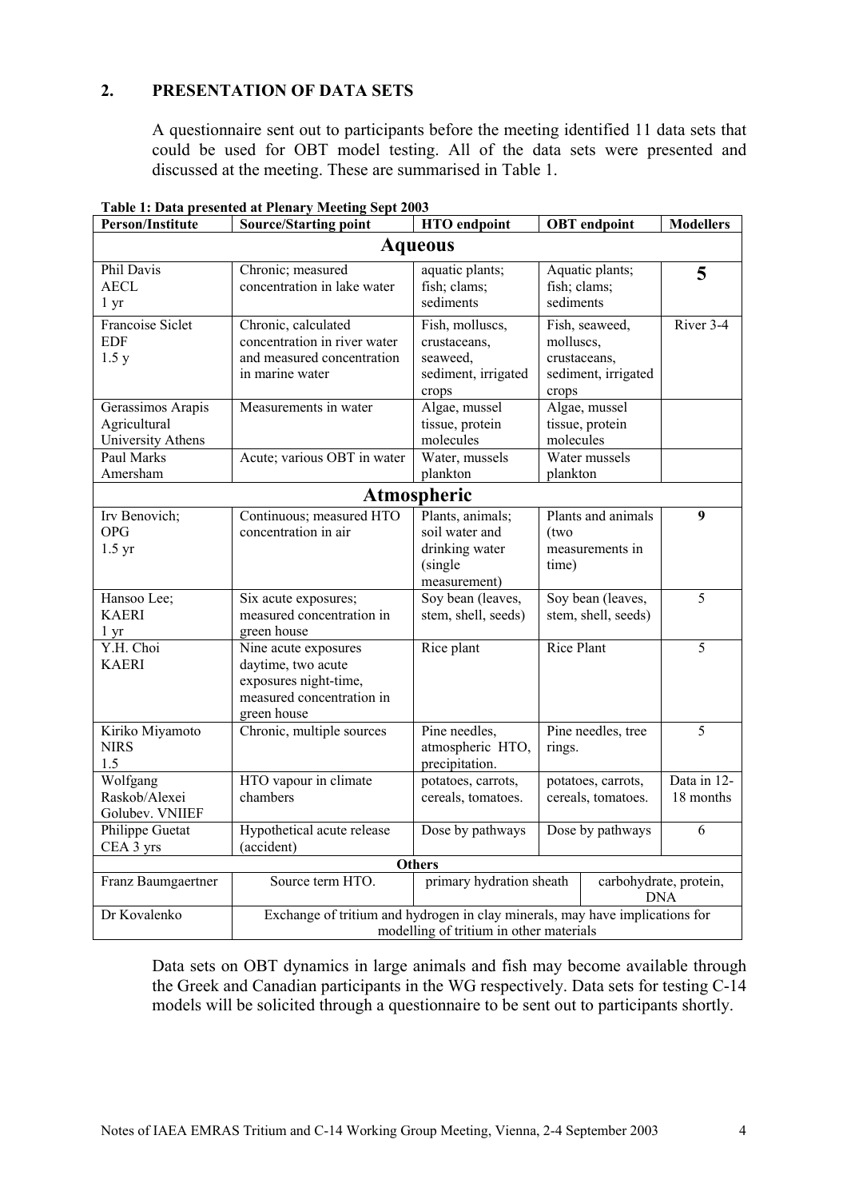## 2. PRESENTATION OF DATA SETS

A questionnaire sent out to participants before the meeting identified 11 data sets that could be used for OBT model testing. All of the data sets were presented and discussed at the meeting. These are summarised in Table 1.

**Table 1: Data presented at Plenary Meeting Sept 2003**

| Person/Institute | Source/Starting point | HTO endpoint | OBT endpoint | Modellers |
|---|---|---|---|---|
| **Aqueous** | | | | |
| Phil Davis AECL 1 yr | Chronic; measured concentration in lake water | aquatic plants; fish; clams; sediments | Aquatic plants; fish; clams; sediments | **5** |
| Francoise Siclet EDF 1.5 y | Chronic, calculated concentration in river water and measured concentration in marine water | Fish, molluscs, crustaceans, seaweed, sediment, irrigated crops | Fish, seaweed, molluscs, crustaceans, sediment, irrigated crops | River 3-4 |
| Gerassimos Arapis Agricultural University Athens | Measurements in water | Algae, mussel tissue, protein molecules | Algae, mussel tissue, protein molecules | |
| Paul Marks Amersham | Acute; various OBT in water | Water, mussels plankton | Water mussels plankton | |
| **Atmospheric** | | | | |
| Irv Benovich; OPG 1.5 yr | Continuous; measured HTO concentration in air | Plants, animals; soil water and drinking water (single measurement) | Plants and animals (two measurements in time) | **9** |
| Hansoo Lee; KAERI 1 yr | Six acute exposures; measured concentration in green house | Soy bean (leaves, stem, shell, seeds) | Soy bean (leaves, stem, shell, seeds) | 5 |
| Y.H. Choi KAERI | Nine acute exposures daytime, two acute exposures night-time, measured concentration in green house | Rice plant | Rice Plant | 5 |
| Kiriko Miyamoto NIRS 1.5 | Chronic, multiple sources | Pine needles, atmospheric HTO, precipitation. | Pine needles, tree rings. | 5 |
| Wolfgang Raskob/Alexei Golubev. VNIIEF | HTO vapour in climate chambers | potatoes, carrots, cereals, tomatoes. | potatoes, carrots, cereals, tomatoes. | Data in 12-18 months |
| Philippe Guetat CEA 3 yrs | Hypothetical acute release (accident) | Dose by pathways | Dose by pathways | 6 |
| **Others** | | | | |
| Franz Baumgaertner | Source term HTO. | primary hydration sheath | carbohydrate, protein, DNA | |
| Dr Kovalenko | Exchange of tritium and hydrogen in clay minerals, may have implications for modelling of tritium in other materials | | | |

Data sets on OBT dynamics in large animals and fish may become available through the Greek and Canadian participants in the WG respectively. Data sets for testing C-14 models will be solicited through a questionnaire to be sent out to participants shortly.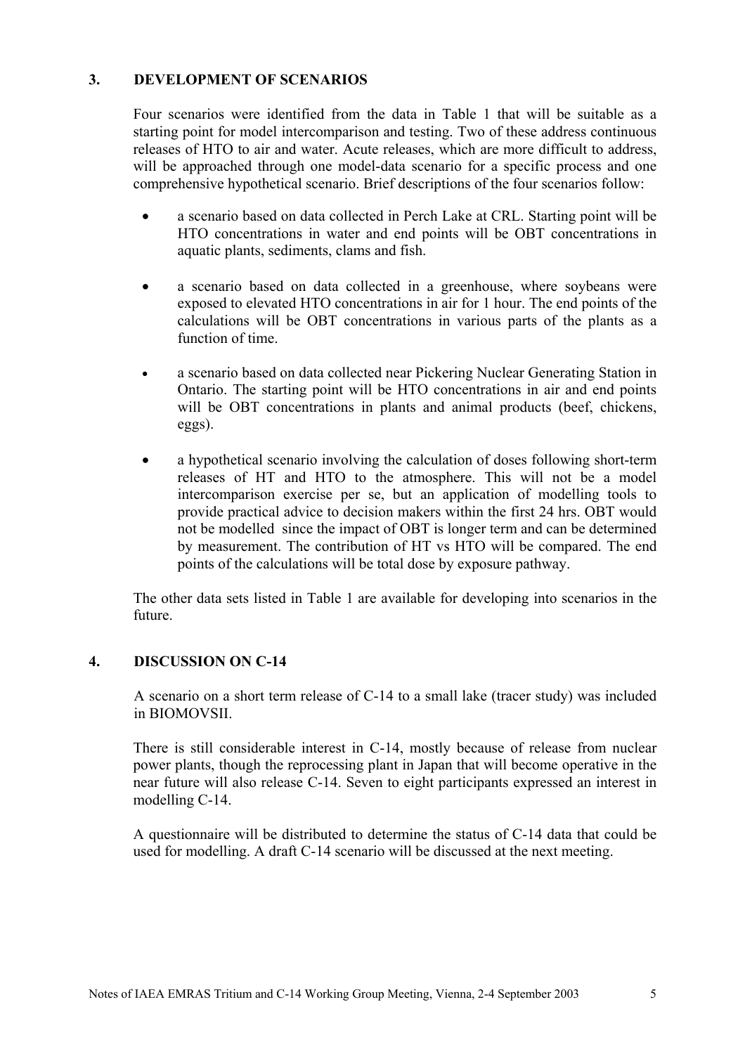## 3. DEVELOPMENT OF SCENARIOS

Four scenarios were identified from the data in Table 1 that will be suitable as a starting point for model intercomparison and testing. Two of these address continuous releases of HTO to air and water. Acute releases, which are more difficult to address, will be approached through one model-data scenario for a specific process and one comprehensive hypothetical scenario. Brief descriptions of the four scenarios follow:

- a scenario based on data collected in Perch Lake at CRL. Starting point will be HTO concentrations in water and end points will be OBT concentrations in aquatic plants, sediments, clams and fish.
- a scenario based on data collected in a greenhouse, where soybeans were exposed to elevated HTO concentrations in air for 1 hour. The end points of the calculations will be OBT concentrations in various parts of the plants as a function of time.
- a scenario based on data collected near Pickering Nuclear Generating Station in Ontario. The starting point will be HTO concentrations in air and end points will be OBT concentrations in plants and animal products (beef, chickens, eggs).
- a hypothetical scenario involving the calculation of doses following short-term releases of HT and HTO to the atmosphere. This will not be a model intercomparison exercise per se, but an application of modelling tools to provide practical advice to decision makers within the first 24 hrs. OBT would not be modelled since the impact of OBT is longer term and can be determined by measurement. The contribution of HT vs HTO will be compared. The end points of the calculations will be total dose by exposure pathway.

The other data sets listed in Table 1 are available for developing into scenarios in the future.

## 4. DISCUSSION ON C-14

A scenario on a short term release of C-14 to a small lake (tracer study) was included in BIOMOVSII.

There is still considerable interest in C-14, mostly because of release from nuclear power plants, though the reprocessing plant in Japan that will become operative in the near future will also release C-14. Seven to eight participants expressed an interest in modelling C-14.

A questionnaire will be distributed to determine the status of C-14 data that could be used for modelling. A draft C-14 scenario will be discussed at the next meeting.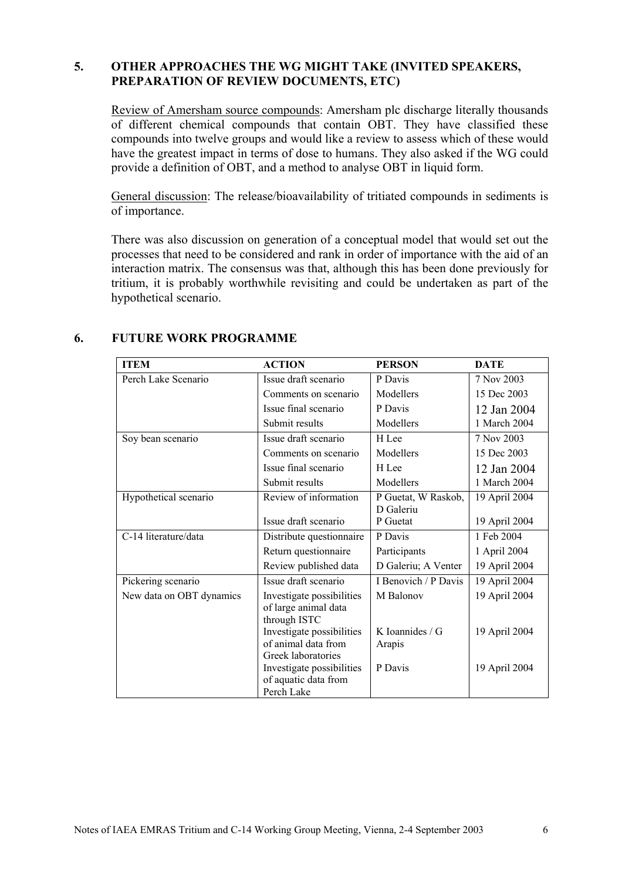## 5. OTHER APPROACHES THE WG MIGHT TAKE (INVITED SPEAKERS, PREPARATION OF REVIEW DOCUMENTS, ETC)

Review of Amersham source compounds: Amersham plc discharge literally thousands of different chemical compounds that contain OBT. They have classified these compounds into twelve groups and would like a review to assess which of these would have the greatest impact in terms of dose to humans. They also asked if the WG could provide a definition of OBT, and a method to analyse OBT in liquid form.

General discussion: The release/bioavailability of tritiated compounds in sediments is of importance.

There was also discussion on generation of a conceptual model that would set out the processes that need to be considered and rank in order of importance with the aid of an interaction matrix. The consensus was that, although this has been done previously for tritium, it is probably worthwhile revisiting and could be undertaken as part of the hypothetical scenario.

## 6. FUTURE WORK PROGRAMME

| ITEM | ACTION | PERSON | DATE |
|---|---|---|---|
| Perch Lake Scenario | Issue draft scenario | P Davis | 7 Nov 2003 |
| | Comments on scenario | Modellers | 15 Dec 2003 |
| | Issue final scenario | P Davis | 12 Jan 2004 |
| | Submit results | Modellers | 1 March 2004 |
| Soy bean scenario | Issue draft scenario | H Lee | 7 Nov 2003 |
| | Comments on scenario | Modellers | 15 Dec 2003 |
| | Issue final scenario | H Lee | 12 Jan 2004 |
| | Submit results | Modellers | 1 March 2004 |
| Hypothetical scenario | Review of information | P Guetat, W Raskob, D Galeriu | 19 April 2004 |
| | Issue draft scenario | P Guetat | 19 April 2004 |
| C-14 literature/data | Distribute questionnaire | P Davis | 1 Feb 2004 |
| | Return questionnaire | Participants | 1 April 2004 |
| | Review published data | D Galeriu; A Venter | 19 April 2004 |
| Pickering scenario | Issue draft scenario | I Benovich / P Davis | 19 April 2004 |
| New data on OBT dynamics | Investigate possibilities of large animal data through ISTC | M Balonov | 19 April 2004 |
| | Investigate possibilities of animal data from Greek laboratories | K Ioannides / G Arapis | 19 April 2004 |
| | Investigate possibilities of aquatic data from Perch Lake | P Davis | 19 April 2004 |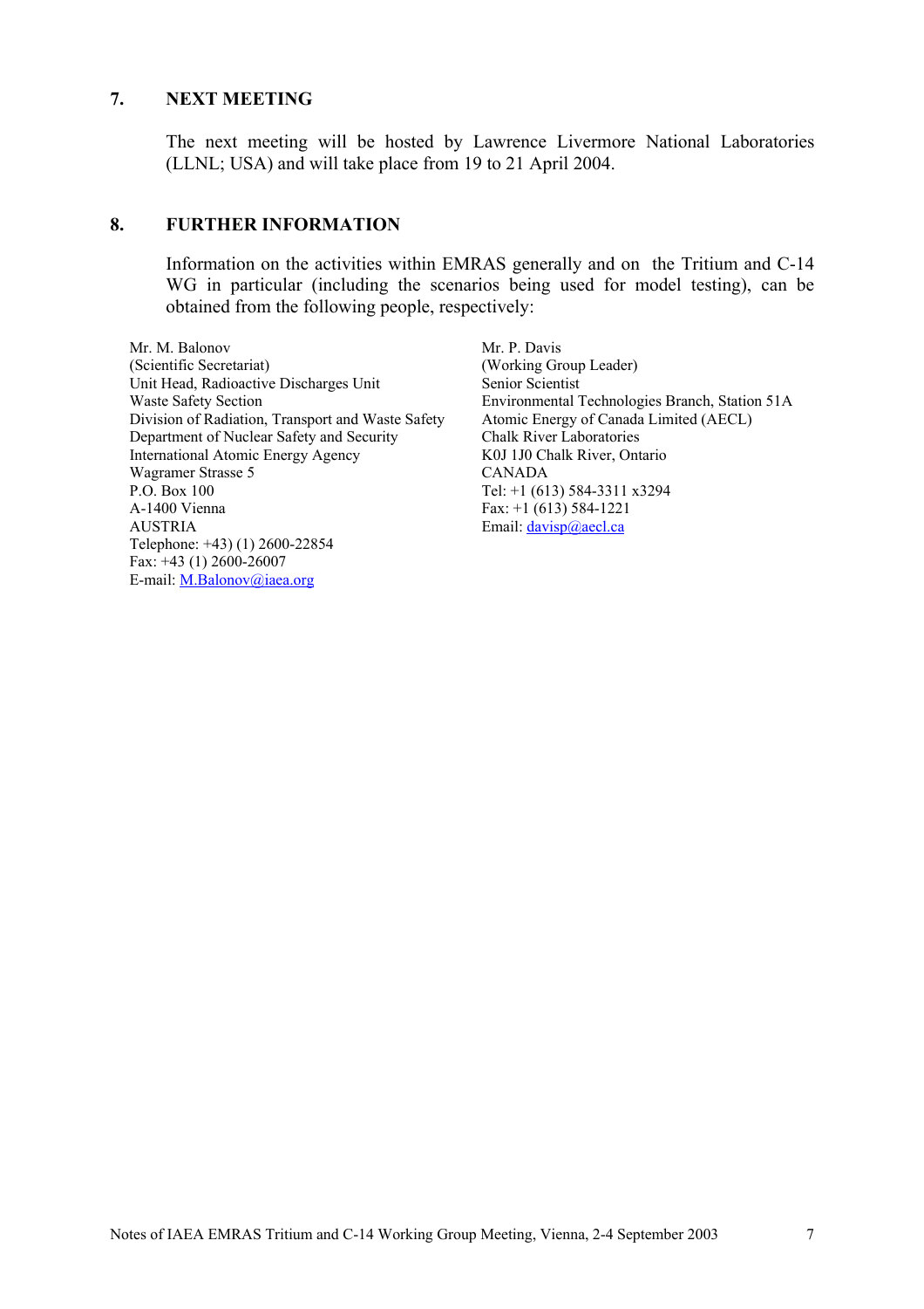## 7. NEXT MEETING

The next meeting will be hosted by Lawrence Livermore National Laboratories (LLNL; USA) and will take place from 19 to 21 April 2004.

## 8. FURTHER INFORMATION

Information on the activities within EMRAS generally and on the Tritium and C-14 WG in particular (including the scenarios being used for model testing), can be obtained from the following people, respectively:

Mr. M. Balonov  
(Scientific Secretariat)  
Unit Head, Radioactive Discharges Unit  
Waste Safety Section  
Division of Radiation, Transport and Waste Safety  
Department of Nuclear Safety and Security  
International Atomic Energy Agency  
Wagramer Strasse 5  
P.O. Box 100  
A-1400 Vienna  
AUSTRIA  
Telephone: +43) (1) 2600-22854  
Fax: +43 (1) 2600-26007  
E-mail: M.Balonov@iaea.org

Mr. P. Davis  
(Working Group Leader)  
Senior Scientist  
Environmental Technologies Branch, Station 51A  
Atomic Energy of Canada Limited (AECL)  
Chalk River Laboratories  
K0J 1J0 Chalk River, Ontario  
CANADA  
Tel: +1 (613) 584-3311 x3294  
Fax: +1 (613) 584-1221  
Email: davisp@aecl.ca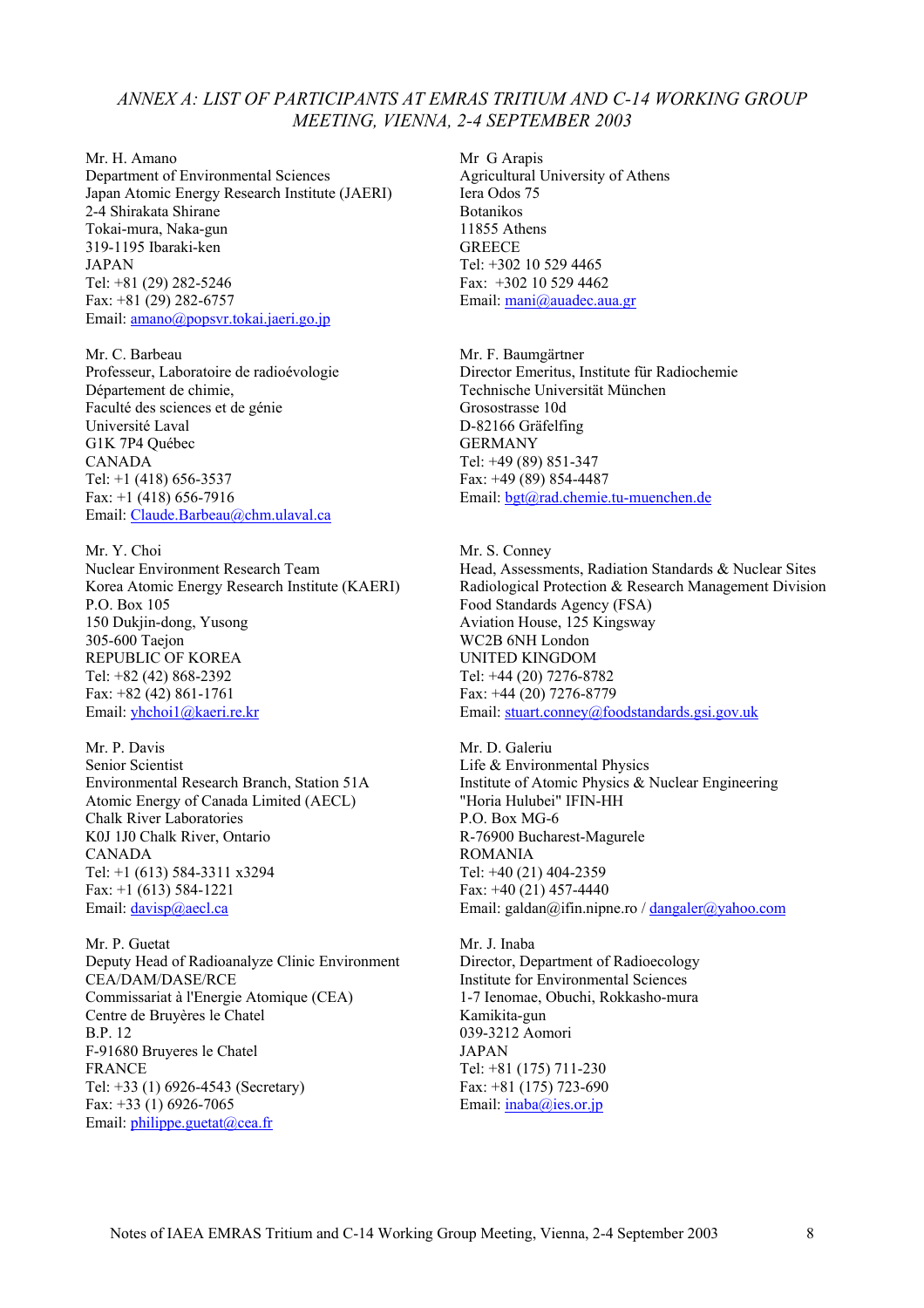*ANNEX A: LIST OF PARTICIPANTS AT EMRAS TRITIUM AND C-14 WORKING GROUP MEETING, VIENNA, 2-4 SEPTEMBER 2003*

Mr. H. Amano
Department of Environmental Sciences
Japan Atomic Energy Research Institute (JAERI)
2-4 Shirakata Shirane
Tokai-mura, Naka-gun
319-1195 Ibaraki-ken
JAPAN
Tel: +81 (29) 282-5246
Fax: +81 (29) 282-6757
Email: amano@popsvr.tokai.jaeri.go.jp

Mr. C. Barbeau
Professeur, Laboratoire de radioévologie
Département de chimie,
Faculté des sciences et de génie
Université Laval
G1K 7P4 Québec
CANADA
Tel: +1 (418) 656-3537
Fax: +1 (418) 656-7916
Email: Claude.Barbeau@chm.ulaval.ca

Mr. Y. Choi
Nuclear Environment Research Team
Korea Atomic Energy Research Institute (KAERI)
P.O. Box 105
150 Dukjin-dong, Yusong
305-600 Taejon
REPUBLIC OF KOREA
Tel: +82 (42) 868-2392
Fax: +82 (42) 861-1761
Email: yhchoi1@kaeri.re.kr

Mr. P. Davis
Senior Scientist
Environmental Research Branch, Station 51A
Atomic Energy of Canada Limited (AECL)
Chalk River Laboratories
K0J 1J0 Chalk River, Ontario
CANADA
Tel: +1 (613) 584-3311 x3294
Fax: +1 (613) 584-1221
Email: davisp@aecl.ca

Mr. P. Guetat
Deputy Head of Radioanalyze Clinic Environment
CEA/DAM/DASE/RCE
Commissariat à l'Energie Atomique (CEA)
Centre de Bruyères le Chatel
B.P. 12
F-91680 Bruyeres le Chatel
FRANCE
Tel: +33 (1) 6926-4543 (Secretary)
Fax: +33 (1) 6926-7065
Email: philippe.guetat@cea.fr

Mr G Arapis
Agricultural University of Athens
Iera Odos 75
Botanikos
11855 Athens
GREECE
Tel: +302 10 529 4465
Fax: +302 10 529 4462
Email: mani@auadec.aua.gr

Mr. F. Baumgärtner
Director Emeritus, Institute für Radiochemie
Technische Universität München
Grosostrasse 10d
D-82166 Gräfelfing
GERMANY
Tel: +49 (89) 851-347
Fax: +49 (89) 854-4487
Email: bgt@rad.chemie.tu-muenchen.de

Mr. S. Conney
Head, Assessments, Radiation Standards & Nuclear Sites
Radiological Protection & Research Management Division
Food Standards Agency (FSA)
Aviation House, 125 Kingsway
WC2B 6NH London
UNITED KINGDOM
Tel: +44 (20) 7276-8782
Fax: +44 (20) 7276-8779
Email: stuart.conney@foodstandards.gsi.gov.uk

Mr. D. Galeriu
Life & Environmental Physics
Institute of Atomic Physics & Nuclear Engineering
"Horia Hulubei" IFIN-HH
P.O. Box MG-6
R-76900 Bucharest-Magurele
ROMANIA
Tel: +40 (21) 404-2359
Fax: +40 (21) 457-4440
Email: galdan@ifin.nipne.ro / dangaler@yahoo.com

Mr. J. Inaba
Director, Department of Radioecology
Institute for Environmental Sciences
1-7 Ienomae, Obuchi, Rokkasho-mura
Kamikita-gun
039-3212 Aomori
JAPAN
Tel: +81 (175) 711-230
Fax: +81 (175) 723-690
Email: inaba@ies.or.jp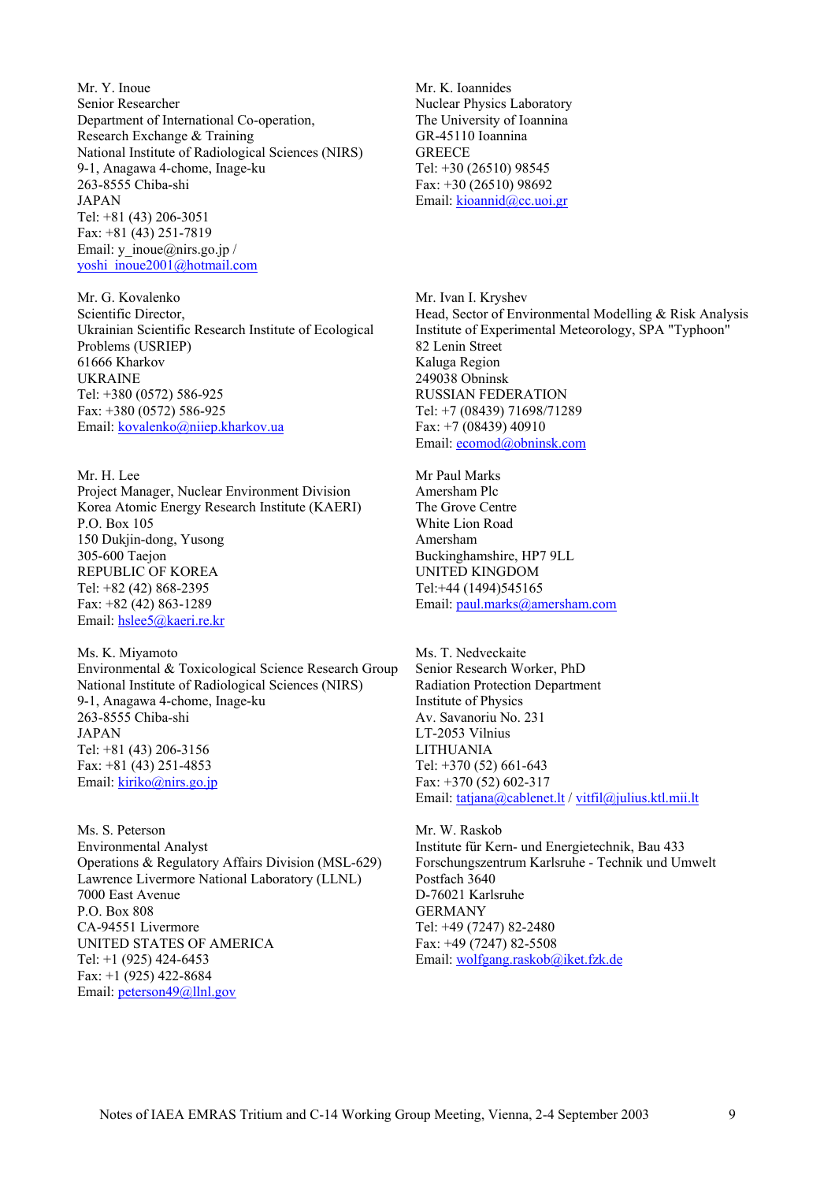Mr. Y. Inoue
Senior Researcher
Department of International Co-operation,
Research Exchange & Training
National Institute of Radiological Sciences (NIRS)
9-1, Anagawa 4-chome, Inage-ku
263-8555 Chiba-shi
JAPAN
Tel: +81 (43) 206-3051
Fax: +81 (43) 251-7819
Email: y_inoue@nirs.go.jp /
yoshi_inoue2001@hotmail.com

Mr. K. Ioannides
Nuclear Physics Laboratory
The University of Ioannina
GR-45110 Ioannina
GREECE
Tel: +30 (26510) 98545
Fax: +30 (26510) 98692
Email: kioannid@cc.uoi.gr

Mr. G. Kovalenko
Scientific Director,
Ukrainian Scientific Research Institute of Ecological Problems (USRIEP)
61666 Kharkov
UKRAINE
Tel: +380 (0572) 586-925
Fax: +380 (0572) 586-925
Email: kovalenko@niiep.kharkov.ua

Mr. Ivan I. Kryshev
Head, Sector of Environmental Modelling & Risk Analysis
Institute of Experimental Meteorology, SPA "Typhoon"
82 Lenin Street
Kaluga Region
249038 Obninsk
RUSSIAN FEDERATION
Tel: +7 (08439) 71698/71289
Fax: +7 (08439) 40910
Email: ecomod@obninsk.com

Mr. H. Lee
Project Manager, Nuclear Environment Division
Korea Atomic Energy Research Institute (KAERI)
P.O. Box 105
150 Dukjin-dong, Yusong
305-600 Taejon
REPUBLIC OF KOREA
Tel: +82 (42) 868-2395
Fax: +82 (42) 863-1289
Email: hslee5@kaeri.re.kr

Mr Paul Marks
Amersham Plc
The Grove Centre
White Lion Road
Amersham
Buckinghamshire, HP7 9LL
UNITED KINGDOM
Tel:+44 (1494)545165
Email: paul.marks@amersham.com

Ms. K. Miyamoto
Environmental & Toxicological Science Research Group
National Institute of Radiological Sciences (NIRS)
9-1, Anagawa 4-chome, Inage-ku
263-8555 Chiba-shi
JAPAN
Tel: +81 (43) 206-3156
Fax: +81 (43) 251-4853
Email: kiriko@nirs.go.jp

Ms. T. Nedveckaite
Senior Research Worker, PhD
Radiation Protection Department
Institute of Physics
Av. Savanoriu No. 231
LT-2053 Vilnius
LITHUANIA
Tel: +370 (52) 661-643
Fax: +370 (52) 602-317
Email: tatjana@cablenet.lt / vitfil@julius.ktl.mii.lt

Ms. S. Peterson
Environmental Analyst
Operations & Regulatory Affairs Division (MSL-629)
Lawrence Livermore National Laboratory (LLNL)
7000 East Avenue
P.O. Box 808
CA-94551 Livermore
UNITED STATES OF AMERICA
Tel: +1 (925) 424-6453
Fax: +1 (925) 422-8684
Email: peterson49@llnl.gov

Mr. W. Raskob
Institute für Kern- und Energietechnik, Bau 433
Forschungszentrum Karlsruhe - Technik und Umwelt
Postfach 3640
D-76021 Karlsruhe
GERMANY
Tel: +49 (7247) 82-2480
Fax: +49 (7247) 82-5508
Email: wolfgang.raskob@iket.fzk.de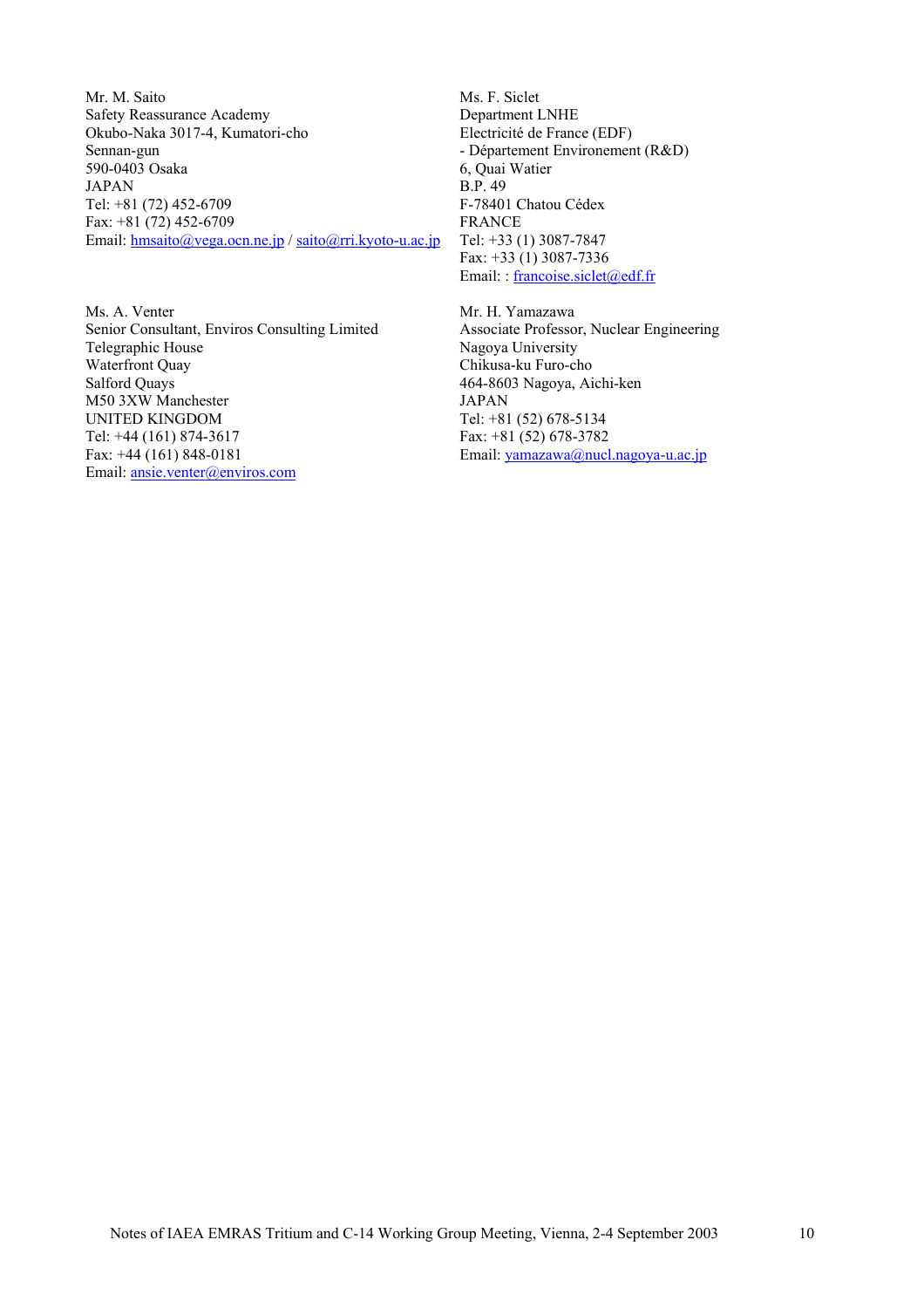Mr. M. Saito
Safety Reassurance Academy
Okubo-Naka 3017-4, Kumatori-cho
Sennan-gun
590-0403 Osaka
JAPAN
Tel: +81 (72) 452-6709
Fax: +81 (72) 452-6709
Email: hmsaito@vega.ocn.ne.jp / saito@rri.kyoto-u.ac.jp

Ms. F. Siclet
Department LNHE
Electricité de France (EDF)
- Département Environement (R&D)
6, Quai Watier
B.P. 49
F-78401 Chatou Cédex
FRANCE
Tel: +33 (1) 3087-7847
Fax: +33 (1) 3087-7336
Email: : francoise.siclet@edf.fr

Ms. A. Venter
Senior Consultant, Enviros Consulting Limited
Telegraphic House
Waterfront Quay
Salford Quays
M50 3XW Manchester
UNITED KINGDOM
Tel: +44 (161) 874-3617
Fax: +44 (161) 848-0181
Email: ansie.venter@enviros.com

Mr. H. Yamazawa
Associate Professor, Nuclear Engineering
Nagoya University
Chikusa-ku Furo-cho
464-8603 Nagoya, Aichi-ken
JAPAN
Tel: +81 (52) 678-5134
Fax: +81 (52) 678-3782
Email: yamazawa@nucl.nagoya-u.ac.jp